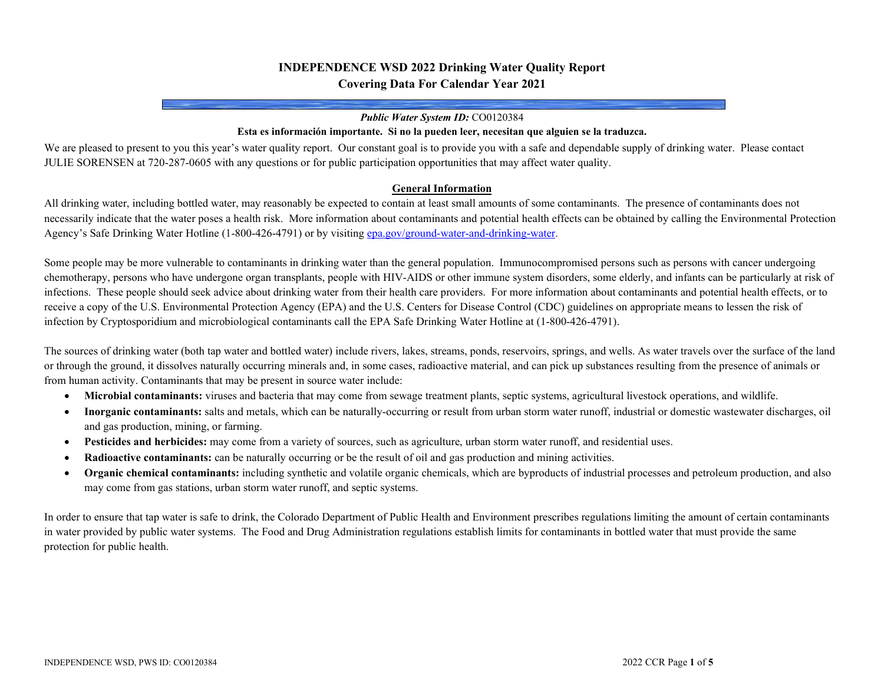# INDEPENDENCE WSD 2022 Drinking Water Quality Report
## Covering Data For Calendar Year 2021

***Public Water System ID:*** CO0120384

**Esta es información importante. Si no la pueden leer, necesitan que alguien se la traduzca.**

We are pleased to present to you this year's water quality report. Our constant goal is to provide you with a safe and dependable supply of drinking water. Please contact JULIE SORENSEN at 720-287-0605 with any questions or for public participation opportunities that may affect water quality.

### General Information

All drinking water, including bottled water, may reasonably be expected to contain at least small amounts of some contaminants. The presence of contaminants does not necessarily indicate that the water poses a health risk. More information about contaminants and potential health effects can be obtained by calling the Environmental Protection Agency's Safe Drinking Water Hotline (1-800-426-4791) or by visiting epa.gov/ground-water-and-drinking-water.

Some people may be more vulnerable to contaminants in drinking water than the general population. Immunocompromised persons such as persons with cancer undergoing chemotherapy, persons who have undergone organ transplants, people with HIV-AIDS or other immune system disorders, some elderly, and infants can be particularly at risk of infections. These people should seek advice about drinking water from their health care providers. For more information about contaminants and potential health effects, or to receive a copy of the U.S. Environmental Protection Agency (EPA) and the U.S. Centers for Disease Control (CDC) guidelines on appropriate means to lessen the risk of infection by Cryptosporidium and microbiological contaminants call the EPA Safe Drinking Water Hotline at (1-800-426-4791).

The sources of drinking water (both tap water and bottled water) include rivers, lakes, streams, ponds, reservoirs, springs, and wells. As water travels over the surface of the land or through the ground, it dissolves naturally occurring minerals and, in some cases, radioactive material, and can pick up substances resulting from the presence of animals or from human activity. Contaminants that may be present in source water include:

- **Microbial contaminants:** viruses and bacteria that may come from sewage treatment plants, septic systems, agricultural livestock operations, and wildlife.
- **Inorganic contaminants:** salts and metals, which can be naturally-occurring or result from urban storm water runoff, industrial or domestic wastewater discharges, oil and gas production, mining, or farming.
- **Pesticides and herbicides:** may come from a variety of sources, such as agriculture, urban storm water runoff, and residential uses.
- **Radioactive contaminants:** can be naturally occurring or be the result of oil and gas production and mining activities.
- **Organic chemical contaminants:** including synthetic and volatile organic chemicals, which are byproducts of industrial processes and petroleum production, and also may come from gas stations, urban storm water runoff, and septic systems.

In order to ensure that tap water is safe to drink, the Colorado Department of Public Health and Environment prescribes regulations limiting the amount of certain contaminants in water provided by public water systems. The Food and Drug Administration regulations establish limits for contaminants in bottled water that must provide the same protection for public health.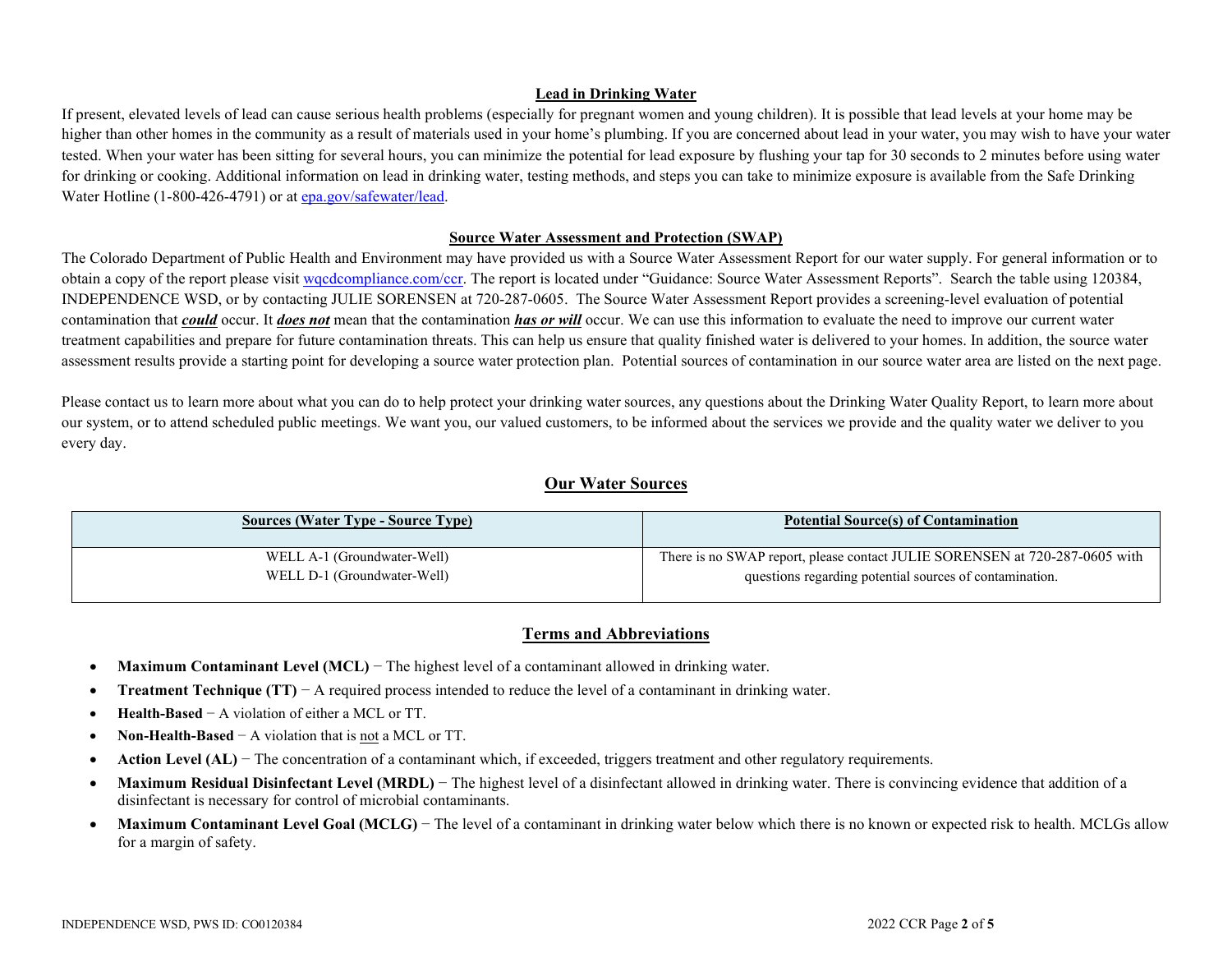## Lead in Drinking Water

If present, elevated levels of lead can cause serious health problems (especially for pregnant women and young children). It is possible that lead levels at your home may be higher than other homes in the community as a result of materials used in your home's plumbing. If you are concerned about lead in your water, you may wish to have your water tested. When your water has been sitting for several hours, you can minimize the potential for lead exposure by flushing your tap for 30 seconds to 2 minutes before using water for drinking or cooking. Additional information on lead in drinking water, testing methods, and steps you can take to minimize exposure is available from the Safe Drinking Water Hotline (1-800-426-4791) or at [epa.gov/safewater/lead](epa.gov/safewater/lead).

## Source Water Assessment and Protection (SWAP)

The Colorado Department of Public Health and Environment may have provided us with a Source Water Assessment Report for our water supply. For general information or to obtain a copy of the report please visit [wqcdcompliance.com/ccr](wqcdcompliance.com/ccr). The report is located under "Guidance: Source Water Assessment Reports". Search the table using 120384, INDEPENDENCE WSD, or by contacting JULIE SORENSEN at 720-287-0605. The Source Water Assessment Report provides a screening-level evaluation of potential contamination that ***could*** occur. It ***does not*** mean that the contamination ***has or will*** occur. We can use this information to evaluate the need to improve our current water treatment capabilities and prepare for future contamination threats. This can help us ensure that quality finished water is delivered to your homes. In addition, the source water assessment results provide a starting point for developing a source water protection plan. Potential sources of contamination in our source water area are listed on the next page.

Please contact us to learn more about what you can do to help protect your drinking water sources, any questions about the Drinking Water Quality Report, to learn more about our system, or to attend scheduled public meetings. We want you, our valued customers, to be informed about the services we provide and the quality water we deliver to you every day.

## Our Water Sources

| Sources (Water Type - Source Type) | Potential Source(s) of Contamination |
|---|---|
| WELL A-1 (Groundwater-Well)<br>WELL D-1 (Groundwater-Well) | There is no SWAP report, please contact JULIE SORENSEN at 720-287-0605 with questions regarding potential sources of contamination. |

## Terms and Abbreviations

- **Maximum Contaminant Level (MCL)** − The highest level of a contaminant allowed in drinking water.
- **Treatment Technique (TT)** − A required process intended to reduce the level of a contaminant in drinking water.
- **Health-Based** − A violation of either a MCL or TT.
- **Non-Health-Based** − A violation that is not a MCL or TT.
- **Action Level (AL)** − The concentration of a contaminant which, if exceeded, triggers treatment and other regulatory requirements.
- **Maximum Residual Disinfectant Level (MRDL)** − The highest level of a disinfectant allowed in drinking water. There is convincing evidence that addition of a disinfectant is necessary for control of microbial contaminants.
- **Maximum Contaminant Level Goal (MCLG)** − The level of a contaminant in drinking water below which there is no known or expected risk to health. MCLGs allow for a margin of safety.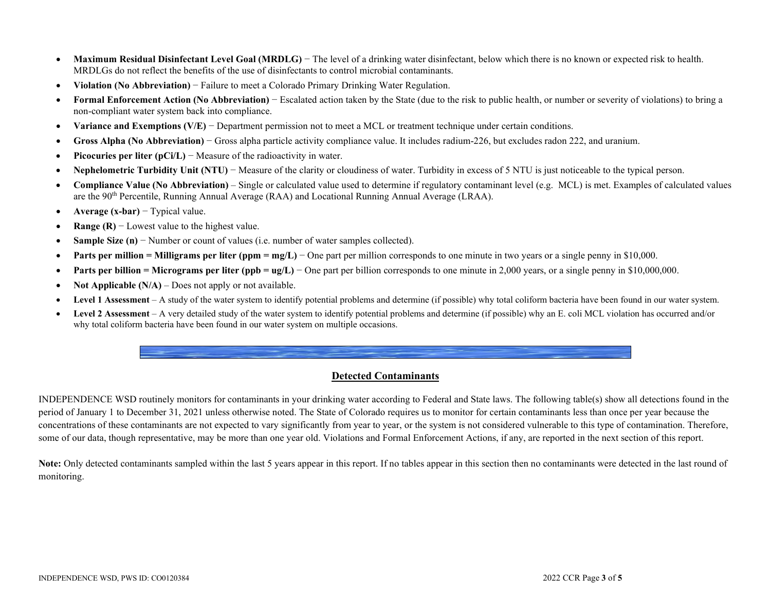- **Maximum Residual Disinfectant Level Goal (MRDLG)** − The level of a drinking water disinfectant, below which there is no known or expected risk to health. MRDLGs do not reflect the benefits of the use of disinfectants to control microbial contaminants.
- **Violation (No Abbreviation)** − Failure to meet a Colorado Primary Drinking Water Regulation.
- **Formal Enforcement Action (No Abbreviation)** − Escalated action taken by the State (due to the risk to public health, or number or severity of violations) to bring a non-compliant water system back into compliance.
- **Variance and Exemptions (V/E)** − Department permission not to meet a MCL or treatment technique under certain conditions.
- **Gross Alpha (No Abbreviation)** − Gross alpha particle activity compliance value. It includes radium-226, but excludes radon 222, and uranium.
- **Picocuries per liter (pCi/L)** − Measure of the radioactivity in water.
- **Nephelometric Turbidity Unit (NTU)** − Measure of the clarity or cloudiness of water. Turbidity in excess of 5 NTU is just noticeable to the typical person.
- **Compliance Value (No Abbreviation)** – Single or calculated value used to determine if regulatory contaminant level (e.g. MCL) is met. Examples of calculated values are the 90th Percentile, Running Annual Average (RAA) and Locational Running Annual Average (LRAA).
- **Average (x-bar)** − Typical value.
- **Range (R)** − Lowest value to the highest value.
- **Sample Size (n)** − Number or count of values (i.e. number of water samples collected).
- **Parts per million = Milligrams per liter (ppm = mg/L)** − One part per million corresponds to one minute in two years or a single penny in $10,000.
- **Parts per billion = Micrograms per liter (ppb = ug/L)** − One part per billion corresponds to one minute in 2,000 years, or a single penny in $10,000,000.
- **Not Applicable (N/A)** – Does not apply or not available.
- **Level 1 Assessment** – A study of the water system to identify potential problems and determine (if possible) why total coliform bacteria have been found in our water system.
- **Level 2 Assessment** – A very detailed study of the water system to identify potential problems and determine (if possible) why an E. coli MCL violation has occurred and/or why total coliform bacteria have been found in our water system on multiple occasions.

## Detected Contaminants

INDEPENDENCE WSD routinely monitors for contaminants in your drinking water according to Federal and State laws. The following table(s) show all detections found in the period of January 1 to December 31, 2021 unless otherwise noted. The State of Colorado requires us to monitor for certain contaminants less than once per year because the concentrations of these contaminants are not expected to vary significantly from year to year, or the system is not considered vulnerable to this type of contamination. Therefore, some of our data, though representative, may be more than one year old. Violations and Formal Enforcement Actions, if any, are reported in the next section of this report.

**Note:** Only detected contaminants sampled within the last 5 years appear in this report. If no tables appear in this section then no contaminants were detected in the last round of monitoring.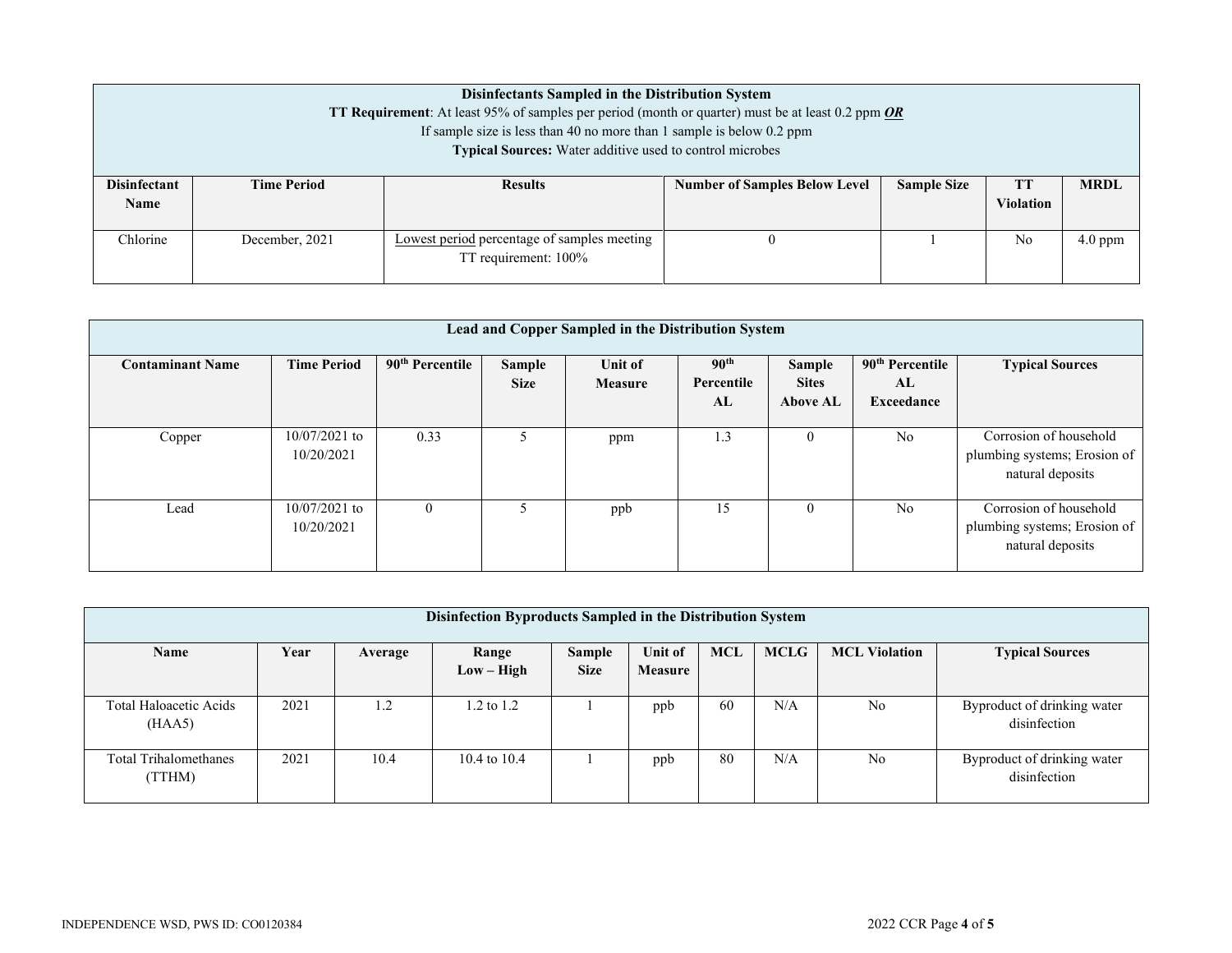| **Disinfectants Sampled in the Distribution System** **TT Requirement**: At least 95% of samples per period (month or quarter) must be at least 0.2 ppm ***OR*** If sample size is less than 40 no more than 1 sample is below 0.2 ppm **Typical Sources:** Water additive used to control microbes | | | | | | |
|---|---|---|---|---|---|---|
| **Disinfectant Name** | **Time Period** | **Results** | **Number of Samples Below Level** | **Sample Size** | **TT Violation** | **MRDL** |
| Chlorine | December, 2021 | Lowest period percentage of samples meeting TT requirement: 100% | 0 | 1 | No | 4.0 ppm |

| **Lead and Copper Sampled in the Distribution System** | | | | | | | | |
|---|---|---|---|---|---|---|---|---|
| **Contaminant Name** | **Time Period** | **90th Percentile** | **Sample Size** | **Unit of Measure** | **90th Percentile AL** | **Sample Sites Above AL** | **90th Percentile AL Exceedance** | **Typical Sources** |
| Copper | 10/07/2021 to 10/20/2021 | 0.33 | 5 | ppm | 1.3 | 0 | No | Corrosion of household plumbing systems; Erosion of natural deposits |
| Lead | 10/07/2021 to 10/20/2021 | 0 | 5 | ppb | 15 | 0 | No | Corrosion of household plumbing systems; Erosion of natural deposits |

| **Disinfection Byproducts Sampled in the Distribution System** | | | | | | | | | |
|---|---|---|---|---|---|---|---|---|---|
| **Name** | **Year** | **Average** | **Range Low – High** | **Sample Size** | **Unit of Measure** | **MCL** | **MCLG** | **MCL Violation** | **Typical Sources** |
| Total Haloacetic Acids (HAA5) | 2021 | 1.2 | 1.2 to 1.2 | 1 | ppb | 60 | N/A | No | Byproduct of drinking water disinfection |
| Total Trihalomethanes (TTHM) | 2021 | 10.4 | 10.4 to 10.4 | 1 | ppb | 80 | N/A | No | Byproduct of drinking water disinfection |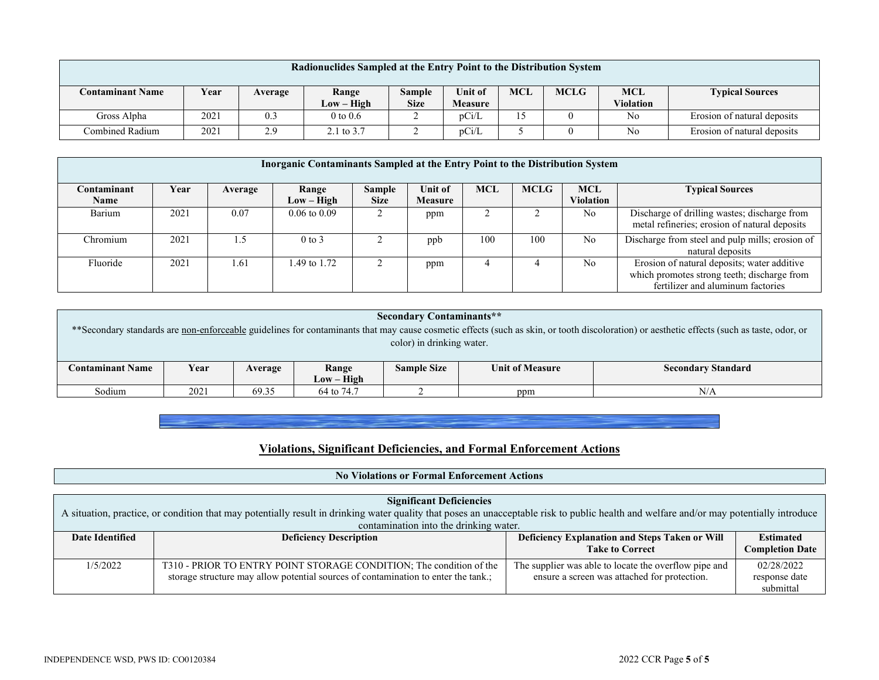| Radionuclides Sampled at the Entry Point to the Distribution System | | | | | | | | | |
|---|---|---|---|---|---|---|---|---|---|
| **Contaminant Name** | **Year** | **Average** | **Range Low – High** | **Sample Size** | **Unit of Measure** | **MCL** | **MCLG** | **MCL Violation** | **Typical Sources** |
| Gross Alpha | 2021 | 0.3 | 0 to 0.6 | 2 | pCi/L | 15 | 0 | No | Erosion of natural deposits |
| Combined Radium | 2021 | 2.9 | 2.1 to 3.7 | 2 | pCi/L | 5 | 0 | No | Erosion of natural deposits |

| Inorganic Contaminants Sampled at the Entry Point to the Distribution System | | | | | | | | | |
|---|---|---|---|---|---|---|---|---|---|
| **Contaminant Name** | **Year** | **Average** | **Range Low – High** | **Sample Size** | **Unit of Measure** | **MCL** | **MCLG** | **MCL Violation** | **Typical Sources** |
| Barium | 2021 | 0.07 | 0.06 to 0.09 | 2 | ppm | 2 | 2 | No | Discharge of drilling wastes; discharge from metal refineries; erosion of natural deposits |
| Chromium | 2021 | 1.5 | 0 to 3 | 2 | ppb | 100 | 100 | No | Discharge from steel and pulp mills; erosion of natural deposits |
| Fluoride | 2021 | 1.61 | 1.49 to 1.72 | 2 | ppm | 4 | 4 | No | Erosion of natural deposits; water additive which promotes strong teeth; discharge from fertilizer and aluminum factories |

**Secondary Contaminants****

**Secondary standards are non-enforceable guidelines for contaminants that may cause cosmetic effects (such as skin, or tooth discoloration) or aesthetic effects (such as taste, odor, or color) in drinking water.

| Contaminant Name | Year | Average | Range Low – High | Sample Size | Unit of Measure | Secondary Standard |
|---|---|---|---|---|---|---|
| Sodium | 2021 | 69.35 | 64 to 74.7 | 2 | ppm | N/A |

## Violations, Significant Deficiencies, and Formal Enforcement Actions

**No Violations or Formal Enforcement Actions**

**Significant Deficiencies**

A situation, practice, or condition that may potentially result in drinking water quality that poses an unacceptable risk to public health and welfare and/or may potentially introduce contamination into the drinking water.

| Date Identified | Deficiency Description | Deficiency Explanation and Steps Taken or Will Take to Correct | Estimated Completion Date |
|---|---|---|---|
| 1/5/2022 | T310 - PRIOR TO ENTRY POINT STORAGE CONDITION; The condition of the storage structure may allow potential sources of contamination to enter the tank.; | The supplier was able to locate the overflow pipe and ensure a screen was attached for protection. | 02/28/2022 response date submittal |

INDEPENDENCE WSD, PWS ID: CO0120384